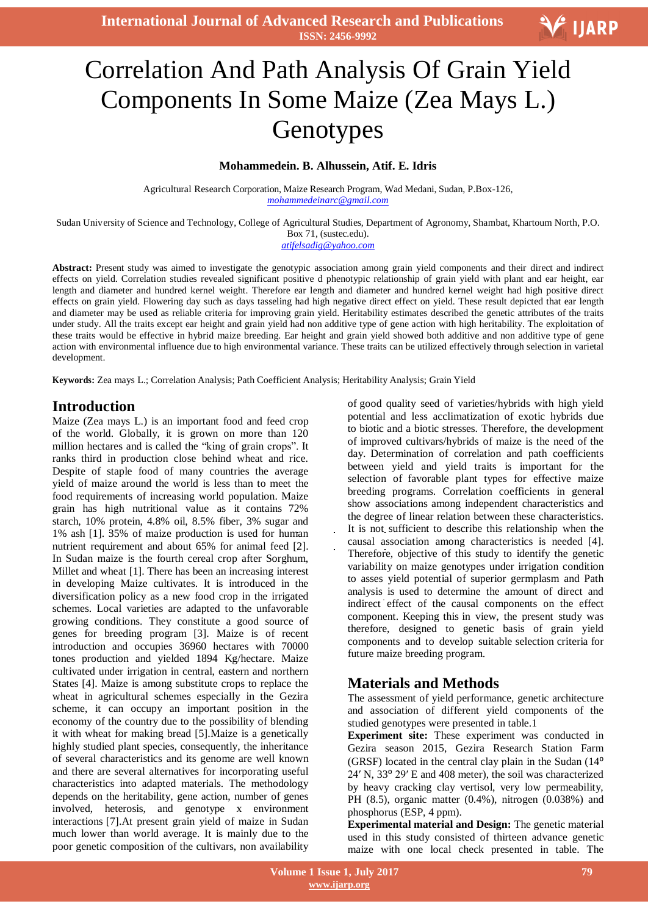# Correlation And Path Analysis Of Grain Yield Components In Some Maize (Zea Mays L.) Genotypes

**Mohammedein. B. Alhussein, Atif. E. Idris**

Agricultural Research Corporation, Maize Research Program, Wad Medani, Sudan, P.Box-126,
*mohammedeinarc@gmail.com*

Sudan University of Science and Technology, College of Agricultural Studies, Department of Agronomy, Shambat, Khartoum North, P.O. Box 71, (sustec.edu).
*atifelsadig@yahoo.com*

**Abstract:** Present study was aimed to investigate the genotypic association among grain yield components and their direct and indirect effects on yield. Correlation studies revealed significant positive d phenotypic relationship of grain yield with plant and ear height, ear length and diameter and hundred kernel weight. Therefore ear length and diameter and hundred kernel weight had high positive direct effects on grain yield. Flowering day such as days tasseling had high negative direct effect on yield. These result depicted that ear length and diameter may be used as reliable criteria for improving grain yield. Heritability estimates described the genetic attributes of the traits under study. All the traits except ear height and grain yield had non additive type of gene action with high heritability. The exploitation of these traits would be effective in hybrid maize breeding. Ear height and grain yield showed both additive and non additive type of gene action with environmental influence due to high environmental variance. These traits can be utilized effectively through selection in varietal development.

**Keywords:** Zea mays L.; Correlation Analysis; Path Coefficient Analysis; Heritability Analysis; Grain Yield

## Introduction

Maize (Zea mays L.) is an important food and feed crop of the world. Globally, it is grown on more than 120 million hectares and is called the "king of grain crops". It ranks third in production close behind wheat and rice. Despite of staple food of many countries the average yield of maize around the world is less than to meet the food requirements of increasing world population. Maize grain has high nutritional value as it contains 72% starch, 10% protein, 4.8% oil, 8.5% fiber, 3% sugar and 1% ash [1]. 35% of maize production is used for human nutrient requirement and about 65% for animal feed [2]. In Sudan maize is the fourth cereal crop after Sorghum, Millet and wheat [1]. There has been an increasing interest in developing Maize cultivates. It is introduced in the diversification policy as a new food crop in the irrigated schemes. Local varieties are adapted to the unfavorable growing conditions. They constitute a good source of genes for breeding program [3]. Maize is of recent introduction and occupies 36960 hectares with 70000 tones production and yielded 1894 Kg/hectare. Maize cultivated under irrigation in central, eastern and northern States [4]. Maize is among substitute crops to replace the wheat in agricultural schemes especially in the Gezira scheme, it can occupy an important position in the economy of the country due to the possibility of blending it with wheat for making bread [5].Maize is a genetically highly studied plant species, consequently, the inheritance of several characteristics and its genome are well known and there are several alternatives for incorporating useful characteristics into adapted materials. The methodology depends on the heritability, gene action, number of genes involved, heterosis, and genotype x environment interactions [7].At present grain yield of maize in Sudan much lower than world average. It is mainly due to the poor genetic composition of the cultivars, non availability of good quality seed of varieties/hybrids with high yield potential and less acclimatization of exotic hybrids due to biotic and a biotic stresses. Therefore, the development of improved cultivars/hybrids of maize is the need of the day. Determination of correlation and path coefficients between yield and yield traits is important for the selection of favorable plant types for effective maize breeding programs. Correlation coefficients in general show associations among independent characteristics and the degree of linear relation between these characteristics. It is not sufficient to describe this relationship when the causal association among characteristics is needed [4]. Therefore, objective of this study to identify the genetic variability on maize genotypes under irrigation condition to asses yield potential of superior germplasm and Path analysis is used to determine the amount of direct and indirect effect of the causal components on the effect component. Keeping this in view, the present study was therefore, designed to genetic basis of grain yield components and to develop suitable selection criteria for future maize breeding program.

## Materials and Methods

The assessment of yield performance, genetic architecture and association of different yield components of the studied genotypes were presented in table.1

**Experiment site:** These experiment was conducted in Gezira season 2015, Gezira Research Station Farm (GRSF) located in the central clay plain in the Sudan (14° 24′ N, 33° 29′ E and 408 meter), the soil was characterized by heavy cracking clay vertisol, very low permeability, PH (8.5), organic matter (0.4%), nitrogen (0.038%) and phosphorus (ESP, 4 ppm).

**Experimental material and Design:** The genetic material used in this study consisted of thirteen advance genetic maize with one local check presented in table. The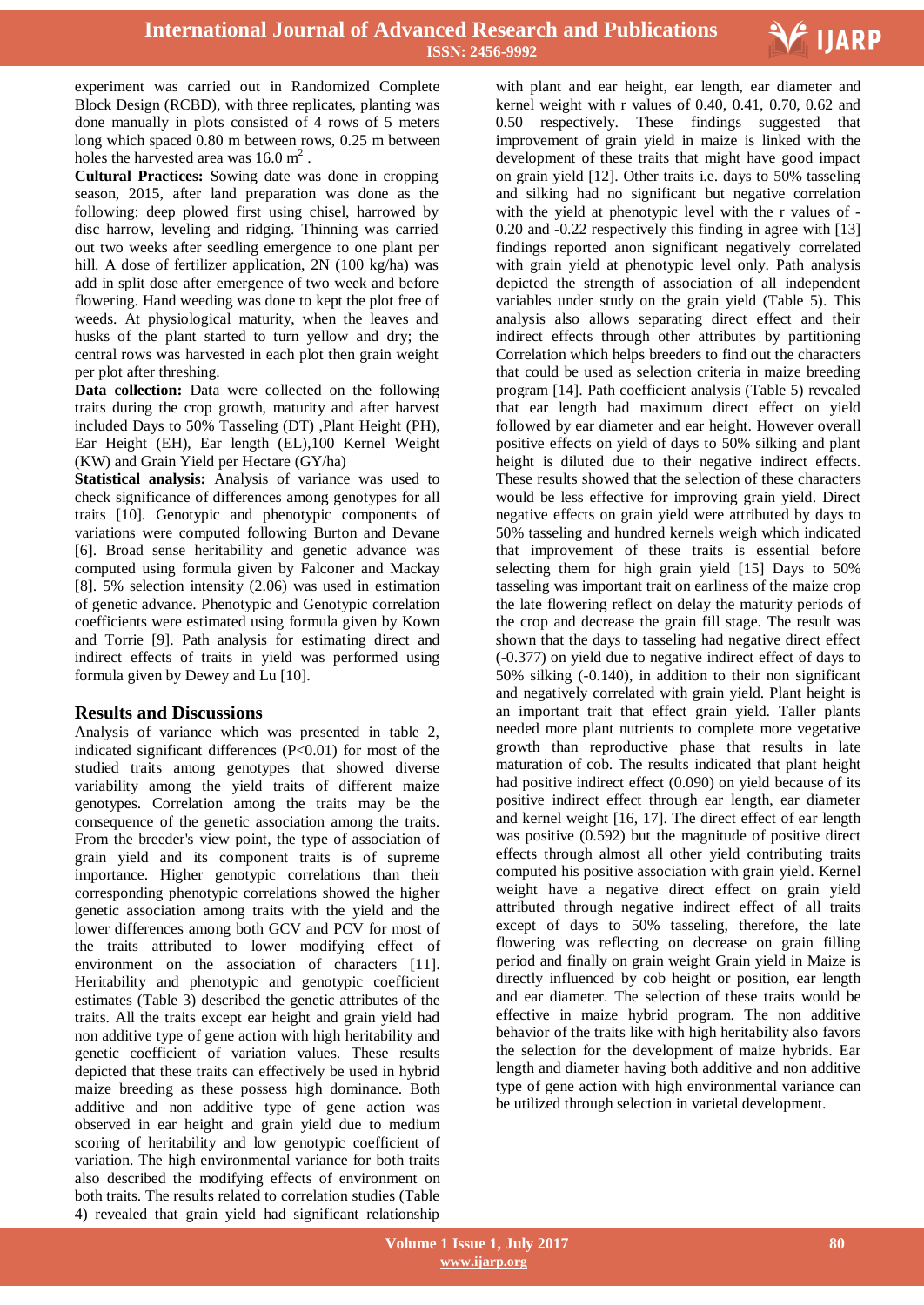experiment was carried out in Randomized Complete Block Design (RCBD), with three replicates, planting was done manually in plots consisted of 4 rows of 5 meters long which spaced 0.80 m between rows, 0.25 m between holes the harvested area was 16.0 $m^2$ .

**Cultural Practices:** Sowing date was done in cropping season, 2015, after land preparation was done as the following: deep plowed first using chisel, harrowed by disc harrow, leveling and ridging. Thinning was carried out two weeks after seedling emergence to one plant per hill. A dose of fertilizer application, 2N (100 kg/ha) was add in split dose after emergence of two week and before flowering. Hand weeding was done to kept the plot free of weeds. At physiological maturity, when the leaves and husks of the plant started to turn yellow and dry; the central rows was harvested in each plot then grain weight per plot after threshing.

**Data collection:** Data were collected on the following traits during the crop growth, maturity and after harvest included Days to 50% Tasseling (DT) ,Plant Height (PH), Ear Height (EH), Ear length (EL),100 Kernel Weight (KW) and Grain Yield per Hectare (GY/ha)

**Statistical analysis:** Analysis of variance was used to check significance of differences among genotypes for all traits [10]. Genotypic and phenotypic components of variations were computed following Burton and Devane [6]. Broad sense heritability and genetic advance was computed using formula given by Falconer and Mackay [8]. 5% selection intensity (2.06) was used in estimation of genetic advance. Phenotypic and Genotypic correlation coefficients were estimated using formula given by Kown and Torrie [9]. Path analysis for estimating direct and indirect effects of traits in yield was performed using formula given by Dewey and Lu [10].

## Results and Discussions

Analysis of variance which was presented in table 2, indicated significant differences (P<0.01) for most of the studied traits among genotypes that showed diverse variability among the yield traits of different maize genotypes. Correlation among the traits may be the consequence of the genetic association among the traits. From the breeder's view point, the type of association of grain yield and its component traits is of supreme importance. Higher genotypic correlations than their corresponding phenotypic correlations showed the higher genetic association among traits with the yield and the lower differences among both GCV and PCV for most of the traits attributed to lower modifying effect of environment on the association of characters [11]. Heritability and phenotypic and genotypic coefficient estimates (Table 3) described the genetic attributes of the traits. All the traits except ear height and grain yield had non additive type of gene action with high heritability and genetic coefficient of variation values. These results depicted that these traits can effectively be used in hybrid maize breeding as these possess high dominance. Both additive and non additive type of gene action was observed in ear height and grain yield due to medium scoring of heritability and low genotypic coefficient of variation. The high environmental variance for both traits also described the modifying effects of environment on both traits. The results related to correlation studies (Table 4) revealed that grain yield had significant relationship with plant and ear height, ear length, ear diameter and kernel weight with r values of 0.40, 0.41, 0.70, 0.62 and 0.50 respectively. These findings suggested that improvement of grain yield in maize is linked with the development of these traits that might have good impact on grain yield [12]. Other traits i.e. days to 50% tasseling and silking had no significant but negative correlation with the yield at phenotypic level with the r values of -0.20 and -0.22 respectively this finding in agree with [13] findings reported anon significant negatively correlated with grain yield at phenotypic level only. Path analysis depicted the strength of association of all independent variables under study on the grain yield (Table 5). This analysis also allows separating direct effect and their indirect effects through other attributes by partitioning Correlation which helps breeders to find out the characters that could be used as selection criteria in maize breeding program [14]. Path coefficient analysis (Table 5) revealed that ear length had maximum direct effect on yield followed by ear diameter and ear height. However overall positive effects on yield of days to 50% silking and plant height is diluted due to their negative indirect effects. These results showed that the selection of these characters would be less effective for improving grain yield. Direct negative effects on grain yield were attributed by days to 50% tasseling and hundred kernels weigh which indicated that improvement of these traits is essential before selecting them for high grain yield [15] Days to 50% tasseling was important trait on earliness of the maize crop the late flowering reflect on delay the maturity periods of the crop and decrease the grain fill stage. The result was shown that the days to tasseling had negative direct effect (-0.377) on yield due to negative indirect effect of days to 50% silking (-0.140), in addition to their non significant and negatively correlated with grain yield. Plant height is an important trait that effect grain yield. Taller plants needed more plant nutrients to complete more vegetative growth than reproductive phase that results in late maturation of cob. The results indicated that plant height had positive indirect effect (0.090) on yield because of its positive indirect effect through ear length, ear diameter and kernel weight [16, 17]. The direct effect of ear length was positive (0.592) but the magnitude of positive direct effects through almost all other yield contributing traits computed his positive association with grain yield. Kernel weight have a negative direct effect on grain yield attributed through negative indirect effect of all traits except of days to 50% tasseling, therefore, the late flowering was reflecting on decrease on grain filling period and finally on grain weight Grain yield in Maize is directly influenced by cob height or position, ear length and ear diameter. The selection of these traits would be effective in maize hybrid program. The non additive behavior of the traits like with high heritability also favors the selection for the development of maize hybrids. Ear length and diameter having both additive and non additive type of gene action with high environmental variance can be utilized through selection in varietal development.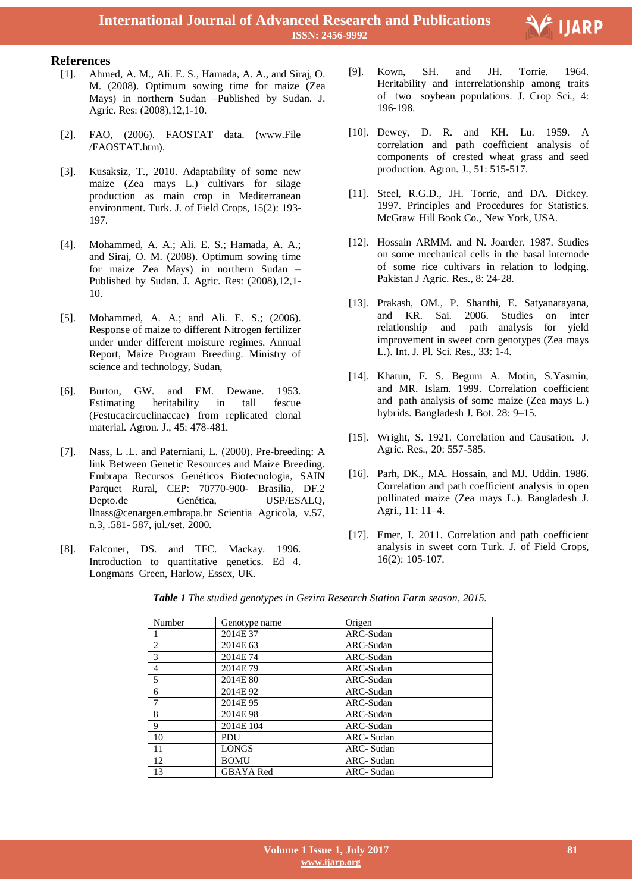## References

[1]. Ahmed, A. M., Ali. E. S., Hamada, A. A., and Siraj, O. M. (2008). Optimum sowing time for maize (Zea Mays) in northern Sudan –Published by Sudan. J. Agric. Res: (2008),12,1-10.

[2]. FAO, (2006). FAOSTAT data. (www.File /FAOSTAT.htm).

[3]. Kusaksiz, T., 2010. Adaptability of some new maize (Zea mays L.) cultivars for silage production as main crop in Mediterranean environment. Turk. J. of Field Crops, 15(2): 193-197.

[4]. Mohammed, A. A.; Ali. E. S.; Hamada, A. A.; and Siraj, O. M. (2008). Optimum sowing time for maize Zea Mays) in northern Sudan – Published by Sudan. J. Agric. Res: (2008),12,1-10.

[5]. Mohammed, A. A.; and Ali. E. S.; (2006). Response of maize to different Nitrogen fertilizer under under different moisture regimes. Annual Report, Maize Program Breeding. Ministry of science and technology, Sudan,

[6]. Burton, GW. and EM. Dewane. 1953. Estimating heritability in tall fescue (Festucacircuclinaccae) from replicated clonal material. Agron. J., 45: 478-481.

[7]. Nass, L .L. and Paterniani, L. (2000). Pre-breeding: A link Between Genetic Resources and Maize Breeding. Embrapa Recursos Genéticos Biotecnologia, SAIN Parquet Rural, CEP: 70770-900- Brasília, DF.2 Depto.de Genética, USP/ESALQ, llnass@cenargen.embrapa.br Scientia Agricola, v.57, n.3, .581- 587, jul./set. 2000.

[8]. Falconer, DS. and TFC. Mackay. 1996. Introduction to quantitative genetics. Ed 4. Longmans Green, Harlow, Essex, UK.

[9]. Kown, SH. and JH. Torrie. 1964. Heritability and interrelationship among traits of two soybean populations. J. Crop Sci., 4: 196-198.

[10]. Dewey, D. R. and KH. Lu. 1959. A correlation and path coefficient analysis of components of crested wheat grass and seed production. Agron. J., 51: 515-517.

[11]. Steel, R.G.D., JH. Torrie, and DA. Dickey. 1997. Principles and Procedures for Statistics. McGraw Hill Book Co., New York, USA.

[12]. Hossain ARMM. and N. Joarder. 1987. Studies on some mechanical cells in the basal internode of some rice cultivars in relation to lodging. Pakistan J Agric. Res., 8: 24-28.

[13]. Prakash, OM., P. Shanthi, E. Satyanarayana, and KR. Sai. 2006. Studies on inter relationship and path analysis for yield improvement in sweet corn genotypes (Zea mays L.). Int. J. Pl. Sci. Res., 33: 1-4.

[14]. Khatun, F. S. Begum A. Motin, S.Yasmin, and MR. Islam. 1999. Correlation coefficient and path analysis of some maize (Zea mays L.) hybrids. Bangladesh J. Bot. 28: 9–15.

[15]. Wright, S. 1921. Correlation and Causation. J. Agric. Res., 20: 557-585.

[16]. Parh, DK., MA. Hossain, and MJ. Uddin. 1986. Correlation and path coefficient analysis in open pollinated maize (Zea mays L.). Bangladesh J. Agri., 11: 11–4.

[17]. Emer, I. 2011. Correlation and path coefficient analysis in sweet corn Turk. J. of Field Crops, 16(2): 105-107.

***Table 1*** *The studied genotypes in Gezira Research Station Farm season, 2015.*

| Number | Genotype name | Origen |
|---|---|---|
| 1 | 2014E 37 | ARC-Sudan |
| 2 | 2014E 63 | ARC-Sudan |
| 3 | 2014E 74 | ARC-Sudan |
| 4 | 2014E 79 | ARC-Sudan |
| 5 | 2014E 80 | ARC-Sudan |
| 6 | 2014E 92 | ARC-Sudan |
| 7 | 2014E 95 | ARC-Sudan |
| 8 | 2014E 98 | ARC-Sudan |
| 9 | 2014E 104 | ARC-Sudan |
| 10 | PDU | ARC- Sudan |
| 11 | LONGS | ARC- Sudan |
| 12 | BOMU | ARC- Sudan |
| 13 | GBAYA Red | ARC- Sudan |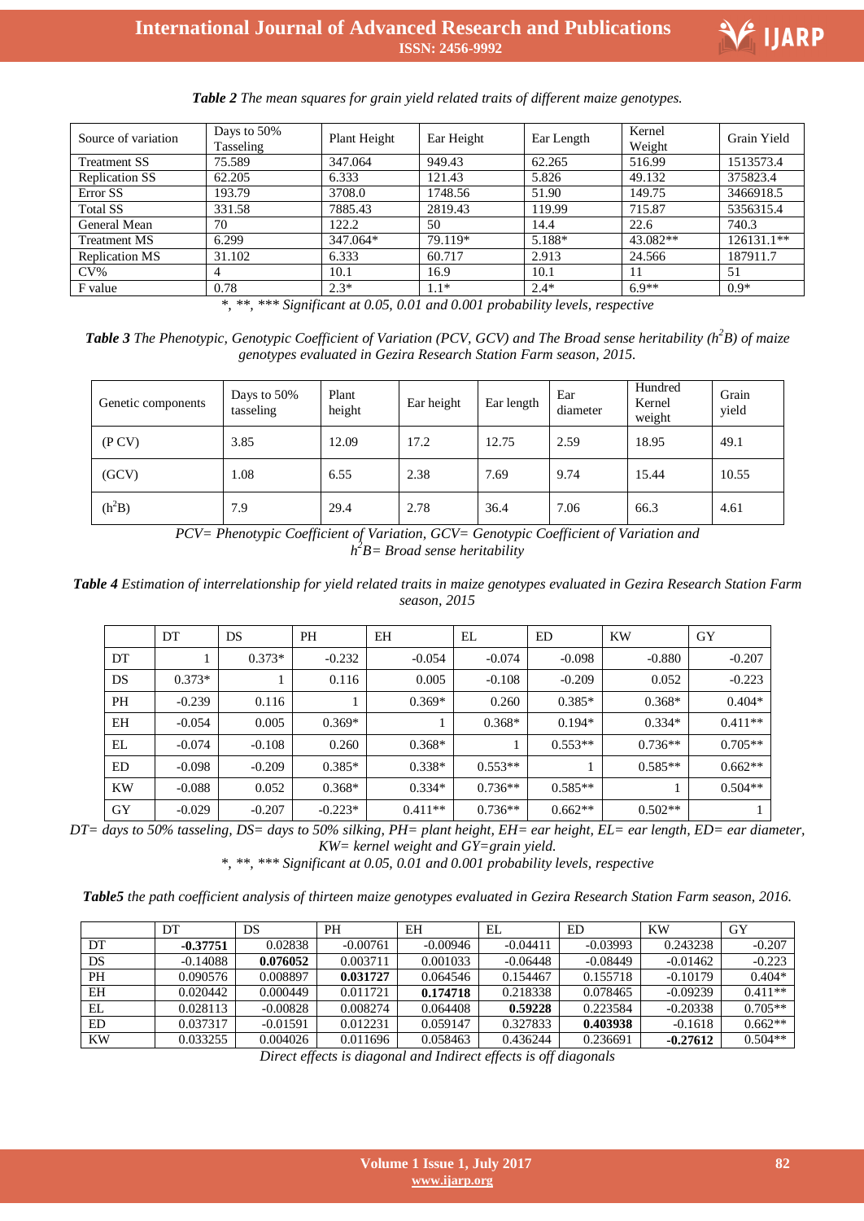***Table 2*** *The mean squares for grain yield related traits of different maize genotypes.*

| Source of variation | Days to 50% Tasseling | Plant Height | Ear Height | Ear Length | Kernel Weight | Grain Yield |
|---|---|---|---|---|---|---|
| Treatment SS | 75.589 | 347.064 | 949.43 | 62.265 | 516.99 | 1513573.4 |
| Replication SS | 62.205 | 6.333 | 121.43 | 5.826 | 49.132 | 375823.4 |
| Error SS | 193.79 | 3708.0 | 1748.56 | 51.90 | 149.75 | 3466918.5 |
| Total SS | 331.58 | 7885.43 | 2819.43 | 119.99 | 715.87 | 5356315.4 |
| General Mean | 70 | 122.2 | 50 | 14.4 | 22.6 | 740.3 |
| Treatment MS | 6.299 | 347.064* | 79.119* | 5.188* | 43.082** | 126131.1** |
| Replication MS | 31.102 | 6.333 | 60.717 | 2.913 | 24.566 | 187911.7 |
| CV% | 4 | 10.1 | 16.9 | 10.1 | 11 | 51 |
| F value | 0.78 | 2.3* | 1.1* | 2.4* | 6.9** | 0.9* |

*\*, \*\*, \*\*\* Significant at 0.05, 0.01 and 0.001 probability levels, respective*

***Table 3*** *The Phenotypic, Genotypic Coefficient of Variation (PCV, GCV) and The Broad sense heritability ($h^2B$) of maize genotypes evaluated in Gezira Research Station Farm season, 2015.*

| Genetic components | Days to 50% tasseling | Plant height | Ear height | Ear length | Ear diameter | Hundred Kernel weight | Grain yield |
|---|---|---|---|---|---|---|---|
| (P CV) | 3.85 | 12.09 | 17.2 | 12.75 | 2.59 | 18.95 | 49.1 |
| (GCV) | 1.08 | 6.55 | 2.38 | 7.69 | 9.74 | 15.44 | 10.55 |
| ($h^2B$) | 7.9 | 29.4 | 2.78 | 36.4 | 7.06 | 66.3 | 4.61 |

*PCV= Phenotypic Coefficient of Variation, GCV= Genotypic Coefficient of Variation and $h^2B$= Broad sense heritability*

***Table 4*** *Estimation of interrelationship for yield related traits in maize genotypes evaluated in Gezira Research Station Farm season, 2015*

| | DT | DS | PH | EH | EL | ED | KW | GY |
|---|---|---|---|---|---|---|---|---|
| DT | 1 | 0.373* | -0.232 | -0.054 | -0.074 | -0.098 | -0.880 | -0.207 |
| DS | 0.373* | 1 | 0.116 | 0.005 | -0.108 | -0.209 | 0.052 | -0.223 |
| PH | -0.239 | 0.116 | 1 | 0.369* | 0.260 | 0.385* | 0.368* | 0.404* |
| EH | -0.054 | 0.005 | 0.369* | 1 | 0.368* | 0.194* | 0.334* | 0.411** |
| EL | -0.074 | -0.108 | 0.260 | 0.368* | 1 | 0.553** | 0.736** | 0.705** |
| ED | -0.098 | -0.209 | 0.385* | 0.338* | 0.553** | 1 | 0.585** | 0.662** |
| KW | -0.088 | 0.052 | 0.368* | 0.334* | 0.736** | 0.585** | 1 | 0.504** |
| GY | -0.029 | -0.207 | -0.223* | 0.411** | 0.736** | 0.662** | 0.502** | 1 |

*DT= days to 50% tasseling, DS= days to 50% silking, PH= plant height, EH= ear height, EL= ear length, ED= ear diameter, KW= kernel weight and GY=grain yield.*

*\*, \*\*, \*\*\* Significant at 0.05, 0.01 and 0.001 probability levels, respective*

***Table5*** *the path coefficient analysis of thirteen maize genotypes evaluated in Gezira Research Station Farm season, 2016.*

| | DT | DS | PH | EH | EL | ED | KW | GY |
|---|---|---|---|---|---|---|---|---|
| DT | **-0.37751** | 0.02838 | -0.00761 | -0.00946 | -0.04411 | -0.03993 | 0.243238 | -0.207 |
| DS | -0.14088 | **0.076052** | 0.003711 | 0.001033 | -0.06448 | -0.08449 | -0.01462 | -0.223 |
| PH | 0.090576 | 0.008897 | **0.031727** | 0.064546 | 0.154467 | 0.155718 | -0.10179 | 0.404* |
| EH | 0.020442 | 0.000449 | 0.011721 | **0.174718** | 0.218338 | 0.078465 | -0.09239 | 0.411** |
| EL | 0.028113 | -0.00828 | 0.008274 | 0.064408 | **0.59228** | 0.223584 | -0.20338 | 0.705** |
| ED | 0.037317 | -0.01591 | 0.012231 | 0.059147 | 0.327833 | **0.403938** | -0.1618 | 0.662** |
| KW | 0.033255 | 0.004026 | 0.011696 | 0.058463 | 0.436244 | 0.236691 | **-0.27612** | 0.504** |

*Direct effects is diagonal and Indirect effects is off diagonals*